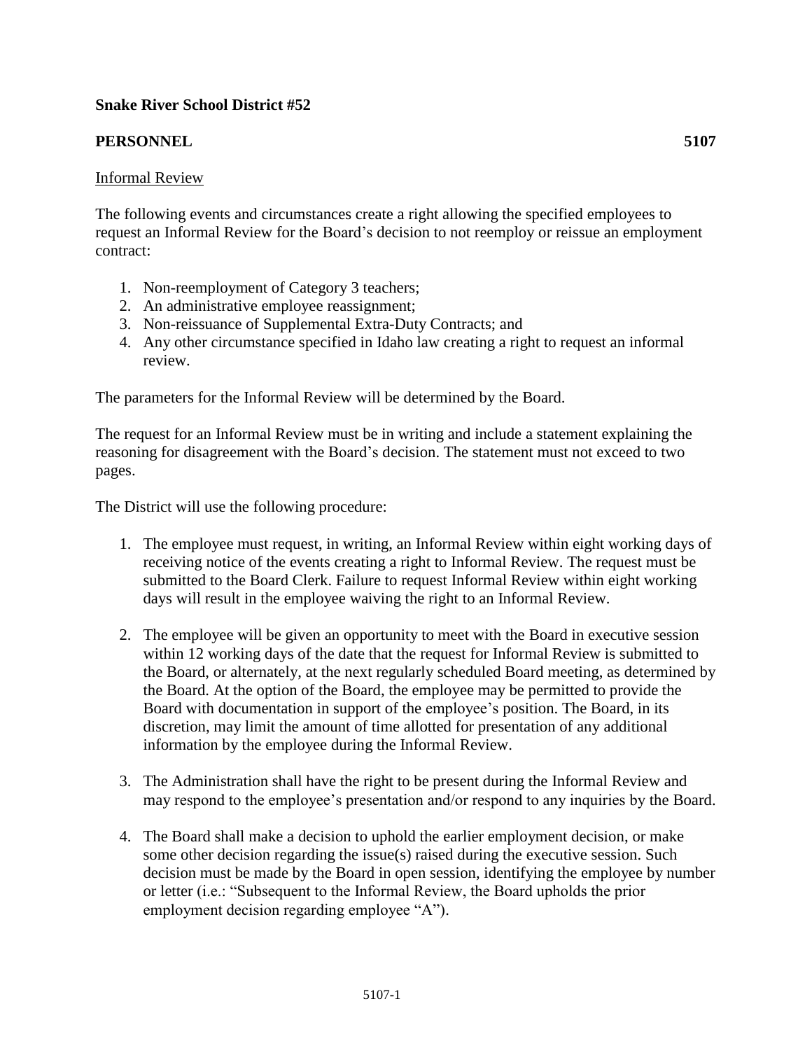**Snake River School District #52**

**PERSONNEL 5107**

Informal Review

The following events and circumstances create a right allowing the specified employees to request an Informal Review for the Board's decision to not reemploy or reissue an employment contract:

1. Non-reemployment of Category 3 teachers;
2. An administrative employee reassignment;
3. Non-reissuance of Supplemental Extra-Duty Contracts; and
4. Any other circumstance specified in Idaho law creating a right to request an informal review.

The parameters for the Informal Review will be determined by the Board.

The request for an Informal Review must be in writing and include a statement explaining the reasoning for disagreement with the Board's decision. The statement must not exceed to two pages.

The District will use the following procedure:

1. The employee must request, in writing, an Informal Review within eight working days of receiving notice of the events creating a right to Informal Review. The request must be submitted to the Board Clerk. Failure to request Informal Review within eight working days will result in the employee waiving the right to an Informal Review.

2. The employee will be given an opportunity to meet with the Board in executive session within 12 working days of the date that the request for Informal Review is submitted to the Board, or alternately, at the next regularly scheduled Board meeting, as determined by the Board. At the option of the Board, the employee may be permitted to provide the Board with documentation in support of the employee's position. The Board, in its discretion, may limit the amount of time allotted for presentation of any additional information by the employee during the Informal Review.

3. The Administration shall have the right to be present during the Informal Review and may respond to the employee's presentation and/or respond to any inquiries by the Board.

4. The Board shall make a decision to uphold the earlier employment decision, or make some other decision regarding the issue(s) raised during the executive session. Such decision must be made by the Board in open session, identifying the employee by number or letter (i.e.: "Subsequent to the Informal Review, the Board upholds the prior employment decision regarding employee "A").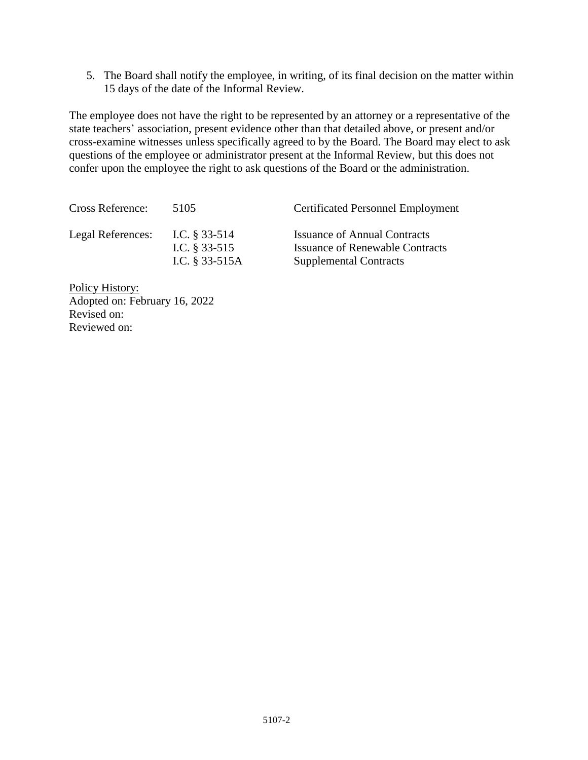5. The Board shall notify the employee, in writing, of its final decision on the matter within 15 days of the date of the Informal Review.

The employee does not have the right to be represented by an attorney or a representative of the state teachers' association, present evidence other than that detailed above, or present and/or cross-examine witnesses unless specifically agreed to by the Board. The Board may elect to ask questions of the employee or administrator present at the Informal Review, but this does not confer upon the employee the right to ask questions of the Board or the administration.

| | | |
|---|---|---|
| Cross Reference: | 5105 | Certificated Personnel Employment |
| Legal References: | I.C. § 33-514 | Issuance of Annual Contracts |
| | I.C. § 33-515 | Issuance of Renewable Contracts |
| | I.C. § 33-515A | Supplemental Contracts |

Policy History:
Adopted on: February 16, 2022
Revised on:
Reviewed on: